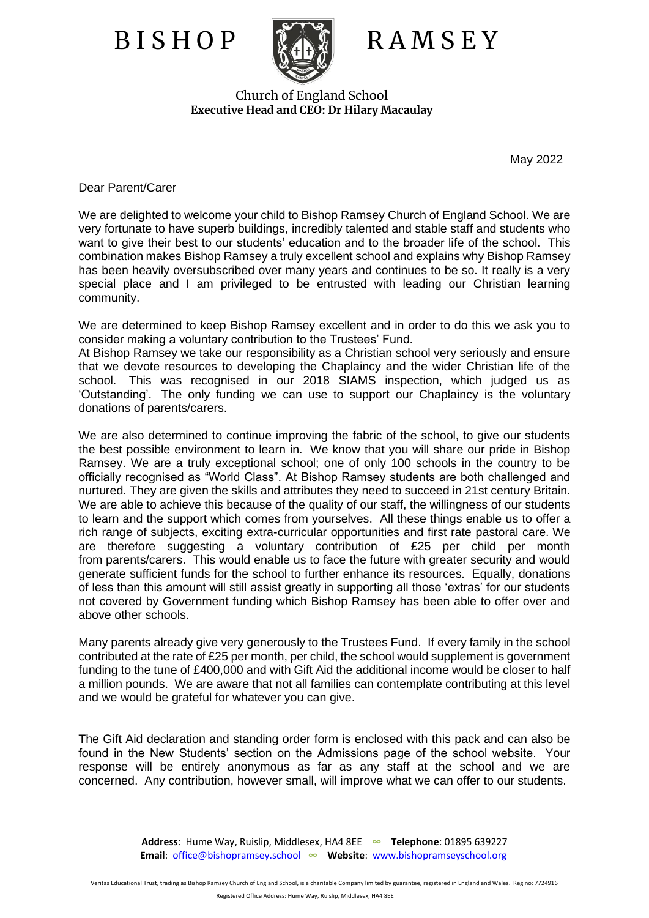# BISHOP RAMSEY

Church of England School
**Executive Head and CEO: Dr Hilary Macaulay**

May 2022

Dear Parent/Carer

We are delighted to welcome your child to Bishop Ramsey Church of England School. We are very fortunate to have superb buildings, incredibly talented and stable staff and students who want to give their best to our students' education and to the broader life of the school. This combination makes Bishop Ramsey a truly excellent school and explains why Bishop Ramsey has been heavily oversubscribed over many years and continues to be so. It really is a very special place and I am privileged to be entrusted with leading our Christian learning community.

We are determined to keep Bishop Ramsey excellent and in order to do this we ask you to consider making a voluntary contribution to the Trustees' Fund.
At Bishop Ramsey we take our responsibility as a Christian school very seriously and ensure that we devote resources to developing the Chaplaincy and the wider Christian life of the school. This was recognised in our 2018 SIAMS inspection, which judged us as 'Outstanding'. The only funding we can use to support our Chaplaincy is the voluntary donations of parents/carers.

We are also determined to continue improving the fabric of the school, to give our students the best possible environment to learn in. We know that you will share our pride in Bishop Ramsey. We are a truly exceptional school; one of only 100 schools in the country to be officially recognised as "World Class". At Bishop Ramsey students are both challenged and nurtured. They are given the skills and attributes they need to succeed in 21st century Britain. We are able to achieve this because of the quality of our staff, the willingness of our students to learn and the support which comes from yourselves. All these things enable us to offer a rich range of subjects, exciting extra-curricular opportunities and first rate pastoral care. We are therefore suggesting a voluntary contribution of £25 per child per month from parents/carers. This would enable us to face the future with greater security and would generate sufficient funds for the school to further enhance its resources. Equally, donations of less than this amount will still assist greatly in supporting all those 'extras' for our students not covered by Government funding which Bishop Ramsey has been able to offer over and above other schools.

Many parents already give very generously to the Trustees Fund. If every family in the school contributed at the rate of £25 per month, per child, the school would supplement is government funding to the tune of £400,000 and with Gift Aid the additional income would be closer to half a million pounds. We are aware that not all families can contemplate contributing at this level and we would be grateful for whatever you can give.

The Gift Aid declaration and standing order form is enclosed with this pack and can also be found in the New Students' section on the Admissions page of the school website. Your response will be entirely anonymous as far as any staff at the school and we are concerned. Any contribution, however small, will improve what we can offer to our students.

**Address**: Hume Way, Ruislip, Middlesex, HA4 8EE ∞ **Telephone**: 01895 639227
**Email**: office@bishopramsey.school ∞ **Website**: www.bishopramseyschool.org

Veritas Educational Trust, trading as Bishop Ramsey Church of England School, is a charitable Company limited by guarantee, registered in England and Wales. Reg no: 7724916
Registered Office Address: Hume Way, Ruislip, Middlesex, HA4 8EE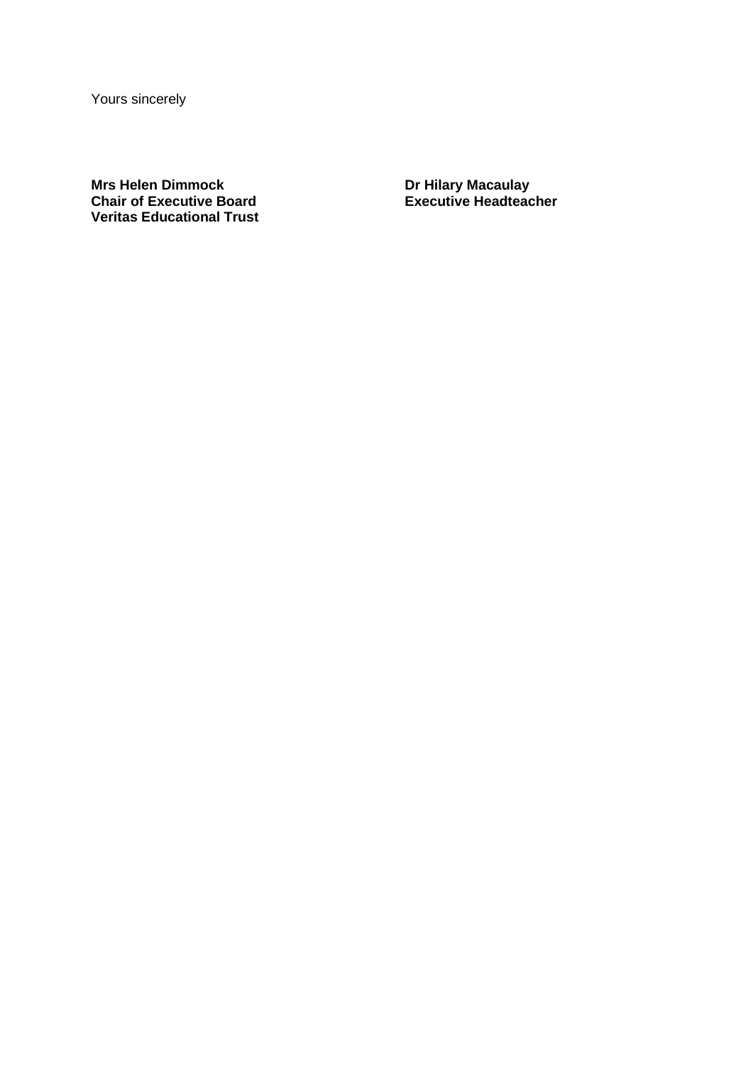Yours sincerely

**Mrs Helen Dimmock**
**Chair of Executive Board**
**Veritas Educational Trust**

**Dr Hilary Macaulay**
**Executive Headteacher**